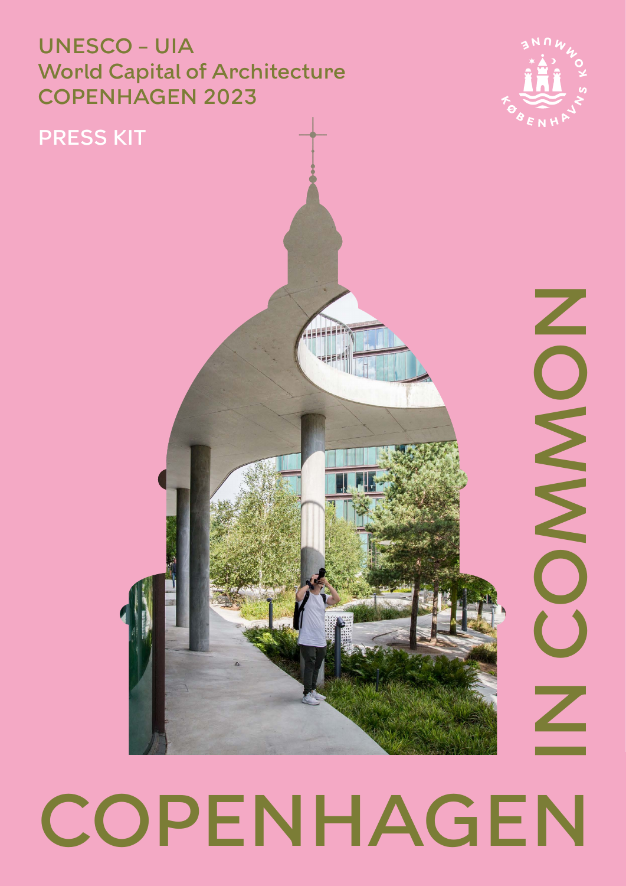UNESCO – UIA
World Capital of Architecture
COPENHAGEN 2023

PRESS KIT

KØBENHAVNS KOMMUNE

IN COMMON

# COPENHAGEN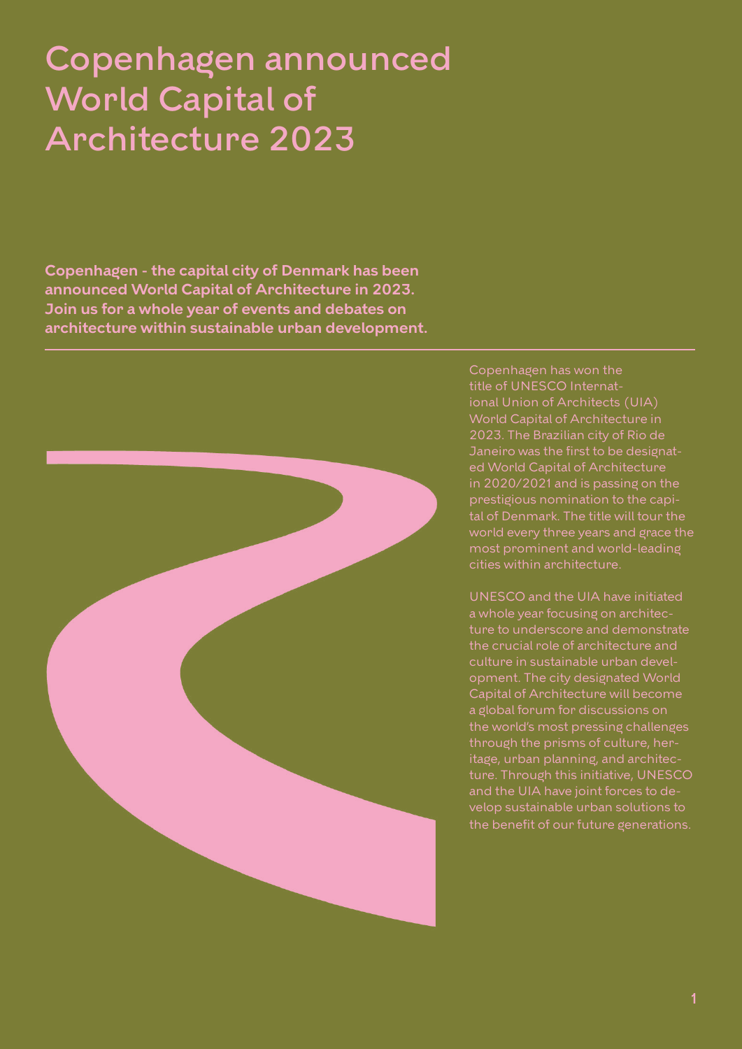# Copenhagen announced World Capital of Architecture 2023

**Copenhagen - the capital city of Denmark has been announced World Capital of Architecture in 2023. Join us for a whole year of events and debates on architecture within sustainable urban development.**

---

Copenhagen has won the title of UNESCO International Union of Architects (UIA) World Capital of Architecture in 2023. The Brazilian city of Rio de Janeiro was the first to be designated World Capital of Architecture in 2020/2021 and is passing on the prestigious nomination to the capital of Denmark. The title will tour the world every three years and grace the most prominent and world-leading cities within architecture.

UNESCO and the UIA have initiated a whole year focusing on architecture to underscore and demonstrate the crucial role of architecture and culture in sustainable urban development. The city designated World Capital of Architecture will become a global forum for discussions on the world's most pressing challenges through the prisms of culture, heritage, urban planning, and architecture. Through this initiative, UNESCO and the UIA have joint forces to develop sustainable urban solutions to the benefit of our future generations.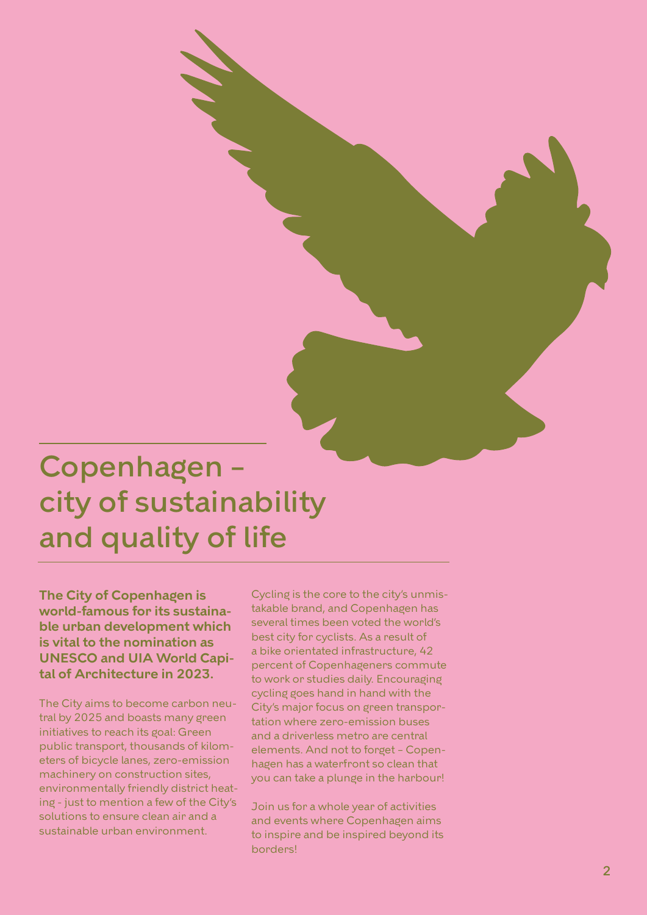# Copenhagen – city of sustainability and quality of life

**The City of Copenhagen is world-famous for its sustainable urban development which is vital to the nomination as UNESCO and UIA World Capital of Architecture in 2023.**

The City aims to become carbon neutral by 2025 and boasts many green initiatives to reach its goal: Green public transport, thousands of kilometers of bicycle lanes, zero-emission machinery on construction sites, environmentally friendly district heating - just to mention a few of the City's solutions to ensure clean air and a sustainable urban environment.

Cycling is the core to the city's unmistakable brand, and Copenhagen has several times been voted the world's best city for cyclists. As a result of a bike orientated infrastructure, 42 percent of Copenhageners commute to work or studies daily. Encouraging cycling goes hand in hand with the City's major focus on green transportation where zero-emission buses and a driverless metro are central elements. And not to forget – Copenhagen has a waterfront so clean that you can take a plunge in the harbour!

Join us for a whole year of activities and events where Copenhagen aims to inspire and be inspired beyond its borders!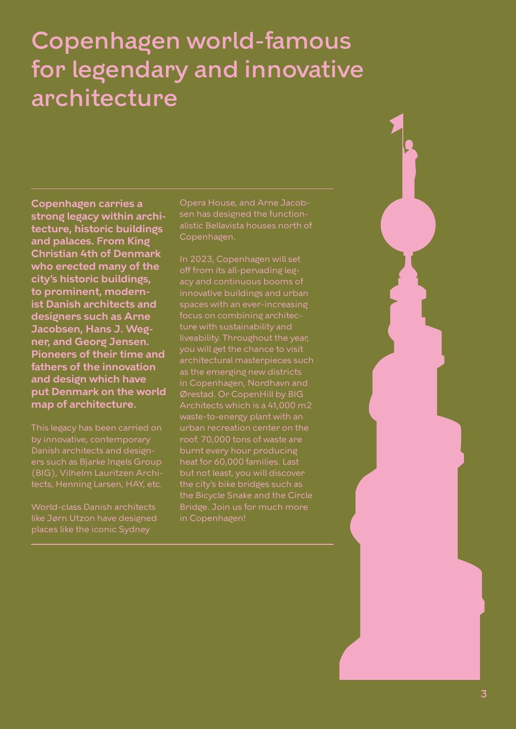# Copenhagen world-famous for legendary and innovative architecture

**Copenhagen carries a strong legacy within architecture, historic buildings and palaces. From King Christian 4th of Denmark who erected many of the city's historic buildings, to prominent, modernist Danish architects and designers such as Arne Jacobsen, Hans J. Wegner, and Georg Jensen. Pioneers of their time and fathers of the innovation and design which have put Denmark on the world map of architecture.**

This legacy has been carried on by innovative, contemporary Danish architects and designers such as Bjarke Ingels Group (BIG), Vilhelm Lauritzen Architects, Henning Larsen, HAY, etc.

World-class Danish architects like Jørn Utzon have designed places like the iconic Sydney Opera House, and Arne Jacobsen has designed the functionalistic Bellavista houses north of Copenhagen.

In 2023, Copenhagen will set off from its all-pervading legacy and continuous booms of innovative buildings and urban spaces with an ever-increasing focus on combining architecture with sustainability and liveability. Throughout the year, you will get the chance to visit architectural masterpieces such as the emerging new districts in Copenhagen, Nordhavn and Ørestad. Or CopenHill by BIG Architects which is a 41,000 m2 waste-to-energy plant with an urban recreation center on the roof. 70,000 tons of waste are burnt every hour producing heat for 60,000 families. Last but not least, you will discover the city's bike bridges such as the Bicycle Snake and the Circle Bridge. Join us for much more in Copenhagen!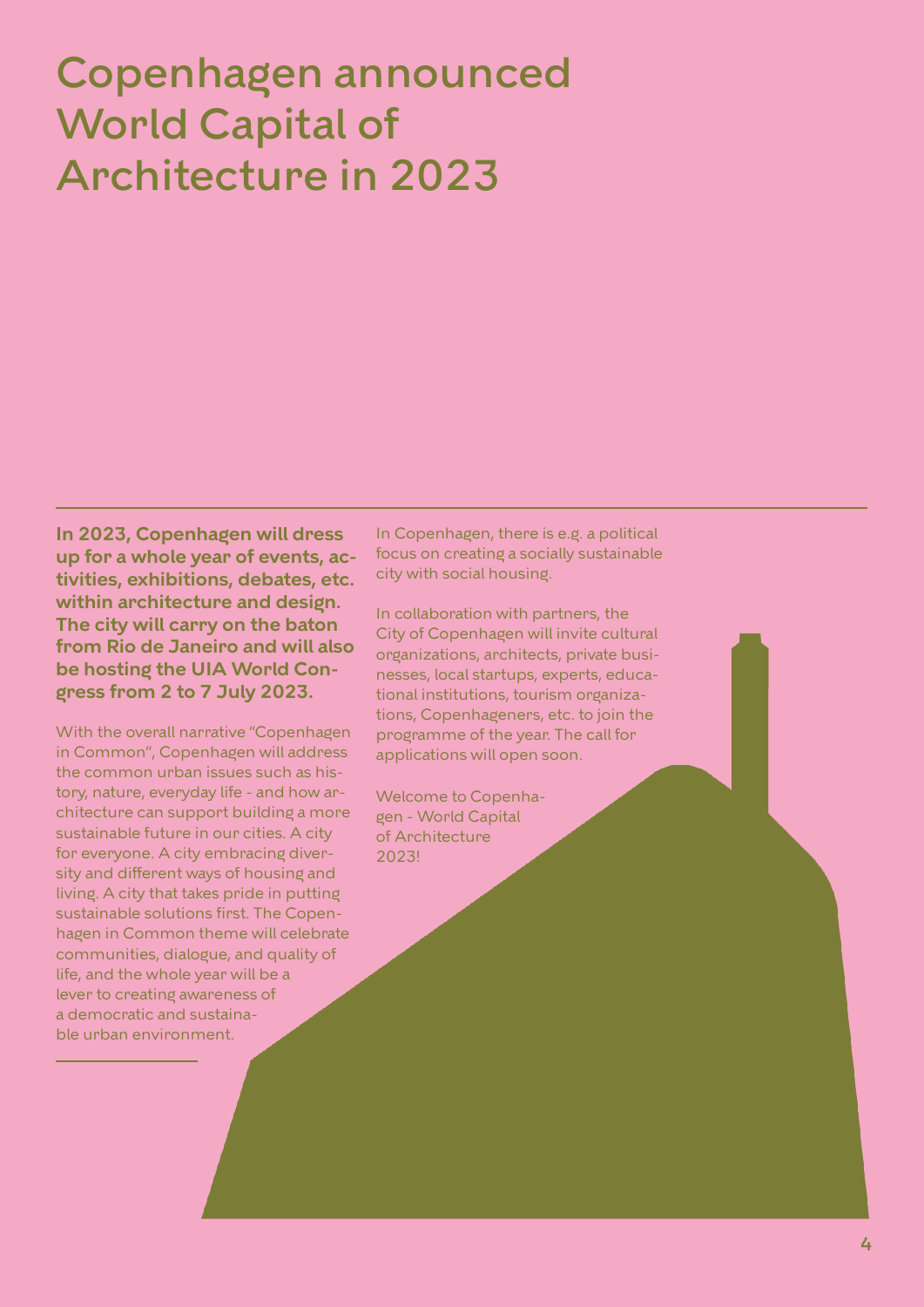# Copenhagen announced World Capital of Architecture in 2023

**In 2023, Copenhagen will dress up for a whole year of events, activities, exhibitions, debates, etc. within architecture and design. The city will carry on the baton from Rio de Janeiro and will also be hosting the UIA World Congress from 2 to 7 July 2023.**

With the overall narrative "Copenhagen in Common", Copenhagen will address the common urban issues such as history, nature, everyday life - and how architecture can support building a more sustainable future in our cities. A city for everyone. A city embracing diversity and different ways of housing and living. A city that takes pride in putting sustainable solutions first. The Copenhagen in Common theme will celebrate communities, dialogue, and quality of life, and the whole year will be a lever to creating awareness of a democratic and sustainable urban environment.

In Copenhagen, there is e.g. a political focus on creating a socially sustainable city with social housing.

In collaboration with partners, the City of Copenhagen will invite cultural organizations, architects, private businesses, local startups, experts, educational institutions, tourism organizations, Copenhageners, etc. to join the programme of the year. The call for applications will open soon.

Welcome to Copenhagen - World Capital of Architecture 2023!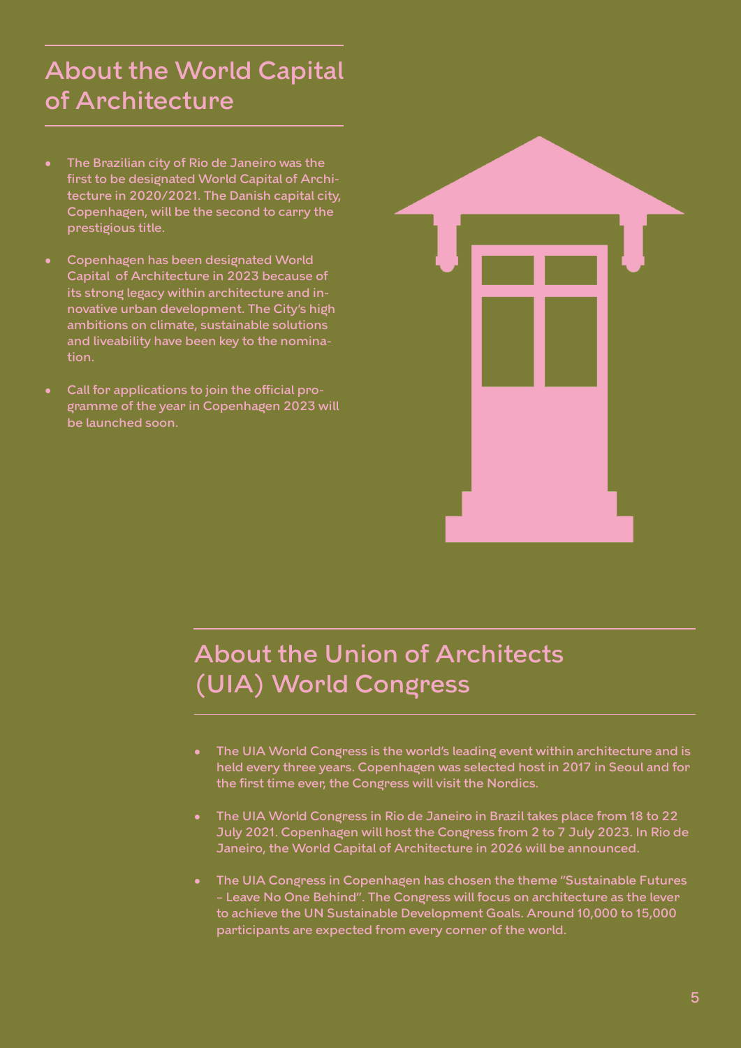## About the World Capital of Architecture

- The Brazilian city of Rio de Janeiro was the first to be designated World Capital of Architecture in 2020/2021. The Danish capital city, Copenhagen, will be the second to carry the prestigious title.
- Copenhagen has been designated World Capital of Architecture in 2023 because of its strong legacy within architecture and innovative urban development. The City's high ambitions on climate, sustainable solutions and liveability have been key to the nomination.
- Call for applications to join the official programme of the year in Copenhagen 2023 will be launched soon.

## About the Union of Architects (UIA) World Congress

- The UIA World Congress is the world's leading event within architecture and is held every three years. Copenhagen was selected host in 2017 in Seoul and for the first time ever, the Congress will visit the Nordics.
- The UIA World Congress in Rio de Janeiro in Brazil takes place from 18 to 22 July 2021. Copenhagen will host the Congress from 2 to 7 July 2023. In Rio de Janeiro, the World Capital of Architecture in 2026 will be announced.
- The UIA Congress in Copenhagen has chosen the theme "Sustainable Futures - Leave No One Behind". The Congress will focus on architecture as the lever to achieve the UN Sustainable Development Goals. Around 10,000 to 15,000 participants are expected from every corner of the world.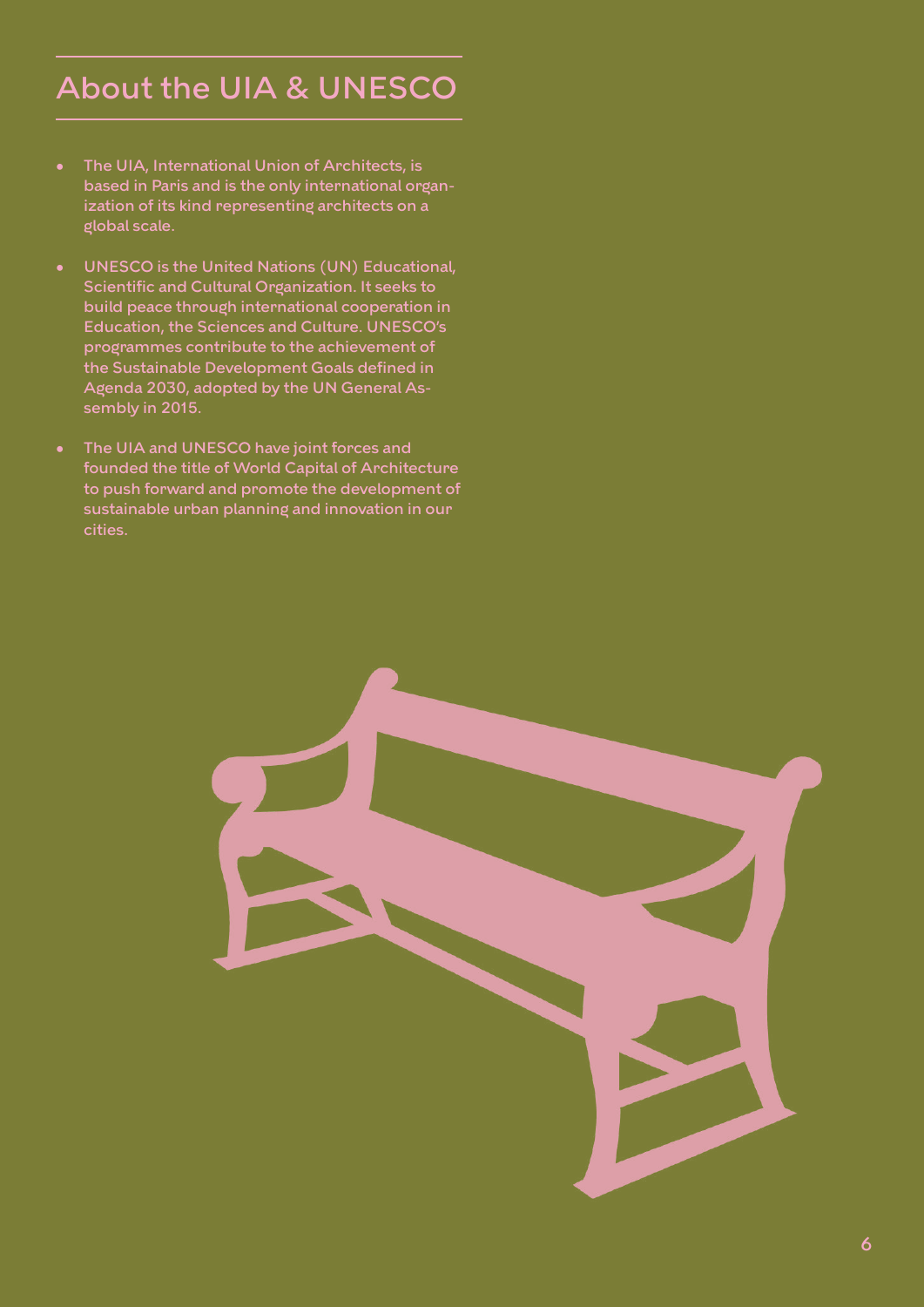## About the UIA & UNESCO

- The UIA, International Union of Architects, is based in Paris and is the only international organization of its kind representing architects on a global scale.
- UNESCO is the United Nations (UN) Educational, Scientific and Cultural Organization. It seeks to build peace through international cooperation in Education, the Sciences and Culture. UNESCO's programmes contribute to the achievement of the Sustainable Development Goals defined in Agenda 2030, adopted by the UN General Assembly in 2015.
- The UIA and UNESCO have joint forces and founded the title of World Capital of Architecture to push forward and promote the development of sustainable urban planning and innovation in our cities.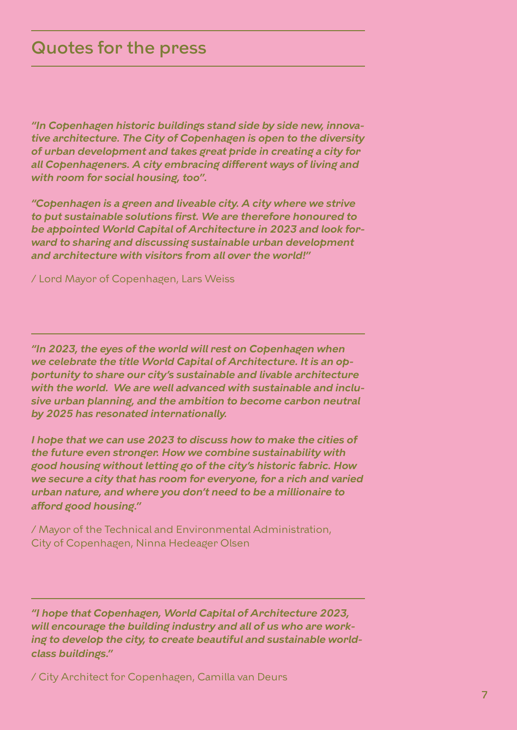## Quotes for the press

***"In Copenhagen historic buildings stand side by side new, innovative architecture. The City of Copenhagen is open to the diversity of urban development and takes great pride in creating a city for all Copenhageners. A city embracing different ways of living and with room for social housing, too".***

***"Copenhagen is a green and liveable city. A city where we strive to put sustainable solutions first. We are therefore honoured to be appointed World Capital of Architecture in 2023 and look forward to sharing and discussing sustainable urban development and architecture with visitors from all over the world!"***

/ Lord Mayor of Copenhagen, Lars Weiss

---

***"In 2023, the eyes of the world will rest on Copenhagen when we celebrate the title World Capital of Architecture. It is an opportunity to share our city's sustainable and livable architecture with the world. We are well advanced with sustainable and inclusive urban planning, and the ambition to become carbon neutral by 2025 has resonated internationally.***

***I hope that we can use 2023 to discuss how to make the cities of the future even stronger. How we combine sustainability with good housing without letting go of the city's historic fabric. How we secure a city that has room for everyone, for a rich and varied urban nature, and where you don't need to be a millionaire to afford good housing."***

/ Mayor of the Technical and Environmental Administration,
City of Copenhagen, Ninna Hedeager Olsen

---

***"I hope that Copenhagen, World Capital of Architecture 2023, will encourage the building industry and all of us who are working to develop the city, to create beautiful and sustainable world-class buildings."***

/ City Architect for Copenhagen, Camilla van Deurs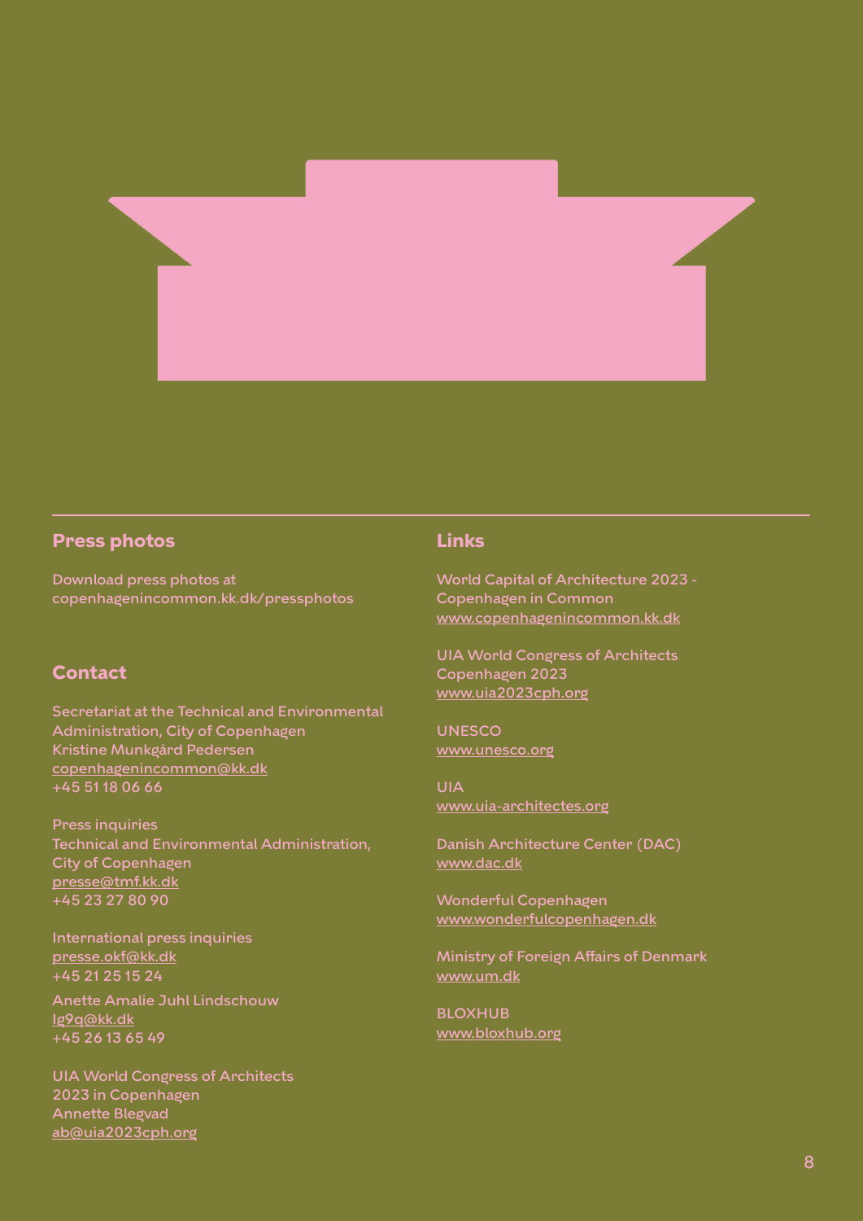## Press photos

Download press photos at
copenhagenincommon.kk.dk/pressphotos

## Contact

Secretariat at the Technical and Environmental Administration, City of Copenhagen
Kristine Munkgård Pedersen
copenhagenincommon@kk.dk
+45 51 18 06 66

Press inquiries
Technical and Environmental Administration, City of Copenhagen
presse@tmf.kk.dk
+45 23 27 80 90

International press inquiries
presse.okf@kk.dk
+45 21 25 15 24

Anette Amalie Juhl Lindschouw
lg9q@kk.dk
+45 26 13 65 49

UIA World Congress of Architects 2023 in Copenhagen
Annette Blegvad
ab@uia2023cph.org

## Links

World Capital of Architecture 2023 - Copenhagen in Common
www.copenhagenincommon.kk.dk

UIA World Congress of Architects Copenhagen 2023
www.uia2023cph.org

UNESCO
www.unesco.org

UIA
www.uia-architectes.org

Danish Architecture Center (DAC)
www.dac.dk

Wonderful Copenhagen
www.wonderfulcopenhagen.dk

Ministry of Foreign Affairs of Denmark
www.um.dk

BLOXHUB
www.bloxhub.org